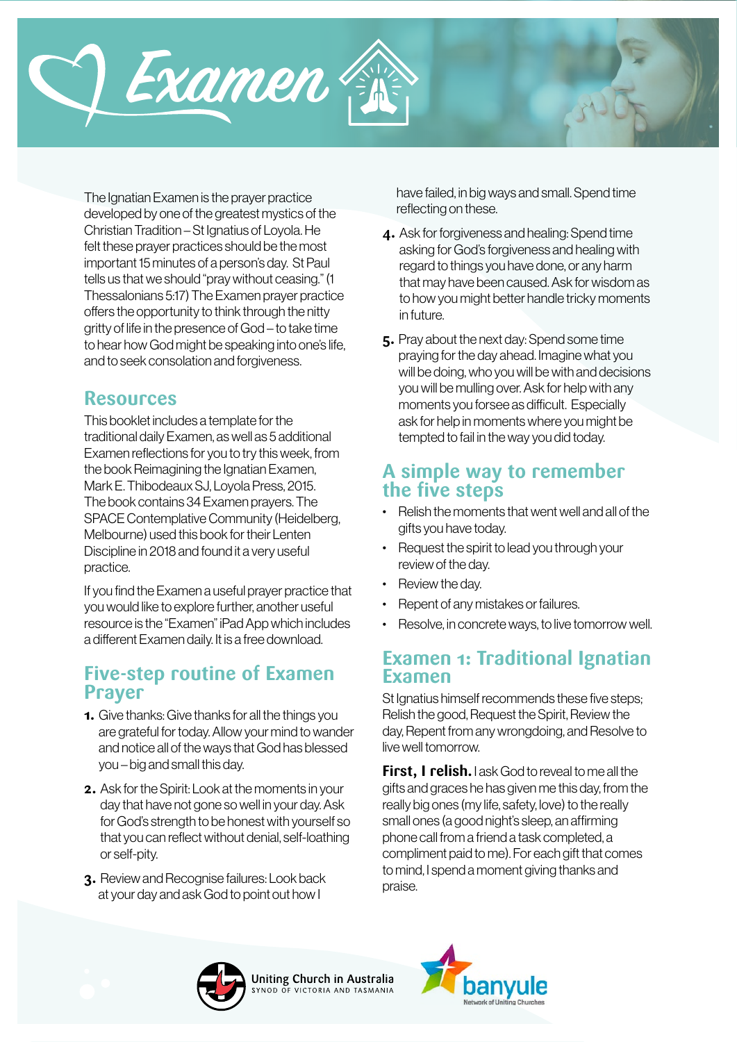# Examen

The Ignatian Examen is the prayer practice developed by one of the greatest mystics of the Christian Tradition – St Ignatius of Loyola. He felt these prayer practices should be the most important 15 minutes of a person's day. St Paul tells us that we should "pray without ceasing." (1 Thessalonians 5:17) The Examen prayer practice offers the opportunity to think through the nitty gritty of life in the presence of God – to take time to hear how God might be speaking into one's life, and to seek consolation and forgiveness.

## Resources

This booklet includes a template for the traditional daily Examen, as well as 5 additional Examen reflections for you to try this week, from the book Reimagining the Ignatian Examen, Mark E. Thibodeaux SJ, Loyola Press, 2015. The book contains 34 Examen prayers. The SPACE Contemplative Community (Heidelberg, Melbourne) used this book for their Lenten Discipline in 2018 and found it a very useful practice.

If you find the Examen a useful prayer practice that you would like to explore further, another useful resource is the "Examen" iPad App which includes a different Examen daily. It is a free download.

## Five-step routine of Examen Prayer

1. Give thanks: Give thanks for all the things you are grateful for today. Allow your mind to wander and notice all of the ways that God has blessed you – big and small this day.
2. Ask for the Spirit: Look at the moments in your day that have not gone so well in your day. Ask for God's strength to be honest with yourself so that you can reflect without denial, self-loathing or self-pity.
3. Review and Recognise failures: Look back at your day and ask God to point out how I have failed, in big ways and small. Spend time reflecting on these.
4. Ask for forgiveness and healing: Spend time asking for God's forgiveness and healing with regard to things you have done, or any harm that may have been caused. Ask for wisdom as to how you might better handle tricky moments in future.
5. Pray about the next day: Spend some time praying for the day ahead. Imagine what you will be doing, who you will be with and decisions you will be mulling over. Ask for help with any moments you forsee as difficult. Especially ask for help in moments where you might be tempted to fail in the way you did today.

## A simple way to remember the five steps

- Relish the moments that went well and all of the gifts you have today.
- Request the spirit to lead you through your review of the day.
- Review the day.
- Repent of any mistakes or failures.
- Resolve, in concrete ways, to live tomorrow well.

## Examen 1: Traditional Ignatian Examen

St Ignatius himself recommends these five steps; Relish the good, Request the Spirit, Review the day, Repent from any wrongdoing, and Resolve to live well tomorrow.

**First, I relish.** I ask God to reveal to me all the gifts and graces he has given me this day, from the really big ones (my life, safety, love) to the really small ones (a good night's sleep, an affirming phone call from a friend a task completed, a compliment paid to me). For each gift that comes to mind, I spend a moment giving thanks and praise.

Uniting Church in Australia
SYNOD OF VICTORIA AND TASMANIA

banyule
Network of Uniting Churches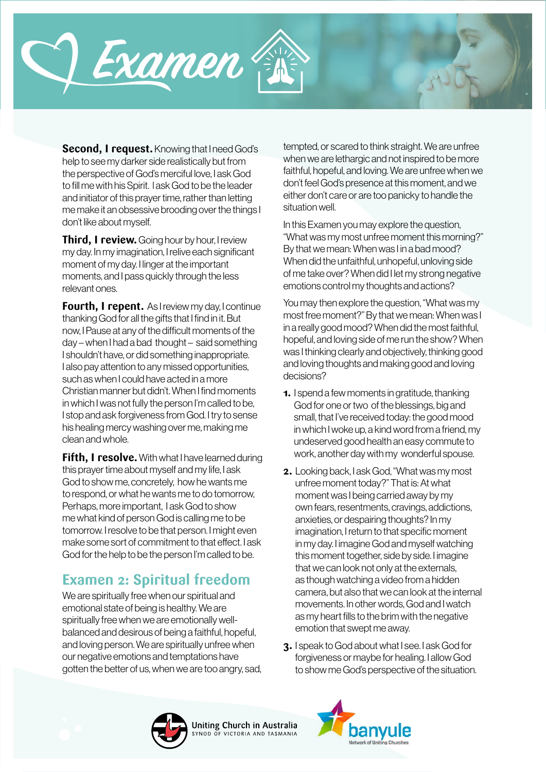**Second, I request.** Knowing that I need God's help to see my darker side realistically but from the perspective of God's merciful love, I ask God to fill me with his Spirit. I ask God to be the leader and initiator of this prayer time, rather than letting me make it an obsessive brooding over the things I don't like about myself.

**Third, I review.** Going hour by hour, I review my day. In my imagination, I relive each significant moment of my day. I linger at the important moments, and I pass quickly through the less relevant ones.

**Fourth, I repent.** As I review my day, I continue thanking God for all the gifts that I find in it. But now, I Pause at any of the difficult moments of the day – when I had a bad thought – said something I shouldn't have, or did something inappropriate. I also pay attention to any missed opportunities, such as when I could have acted in a more Christian manner but didn't. When I find moments in which I was not fully the person I'm called to be, I stop and ask forgiveness from God. I try to sense his healing mercy washing over me, making me clean and whole.

**Fifth, I resolve.** With what I have learned during this prayer time about myself and my life, I ask God to show me, concretely, how he wants me to respond, or what he wants me to do tomorrow. Perhaps, more important, I ask God to show me what kind of person God is calling me to be tomorrow. I resolve to be that person. I might even make some sort of commitment to that effect. I ask God for the help to be the person I'm called to be.

## Examen 2: Spiritual freedom

We are spiritually free when our spiritual and emotional state of being is healthy. We are spiritually free when we are emotionally well-balanced and desirous of being a faithful, hopeful, and loving person. We are spiritually unfree when our negative emotions and temptations have gotten the better of us, when we are too angry, sad, tempted, or scared to think straight. We are unfree when we are lethargic and not inspired to be more faithful, hopeful, and loving. We are unfree when we don't feel God's presence at this moment, and we either don't care or are too panicky to handle the situation well.

In this Examen you may explore the question, "What was my most unfree moment this morning?" By that we mean: When was I in a bad mood? When did the unfaithful, unhopeful, unloving side of me take over? When did I let my strong negative emotions control my thoughts and actions?

You may then explore the question, "What was my most free moment?" By that we mean: When was I in a really good mood? When did the most faithful, hopeful, and loving side of me run the show? When was I thinking clearly and objectively, thinking good and loving thoughts and making good and loving decisions?

1. I spend a few moments in gratitude, thanking God for one or two of the blessings, big and small, that I've received today: the good mood in which I woke up, a kind word from a friend, my undeserved good health an easy commute to work, another day with my wonderful spouse.
2. Looking back, I ask God, "What was my most unfree moment today?" That is: At what moment was I being carried away by my own fears, resentments, cravings, addictions, anxieties, or despairing thoughts? In my imagination, I return to that specific moment in my day. I imagine God and myself watching this moment together, side by side. I imagine that we can look not only at the externals, as though watching a video from a hidden camera, but also that we can look at the internal movements. In other words, God and I watch as my heart fills to the brim with the negative emotion that swept me away.
3. I speak to God about what I see. I ask God for forgiveness or maybe for healing. I allow God to show me God's perspective of the situation.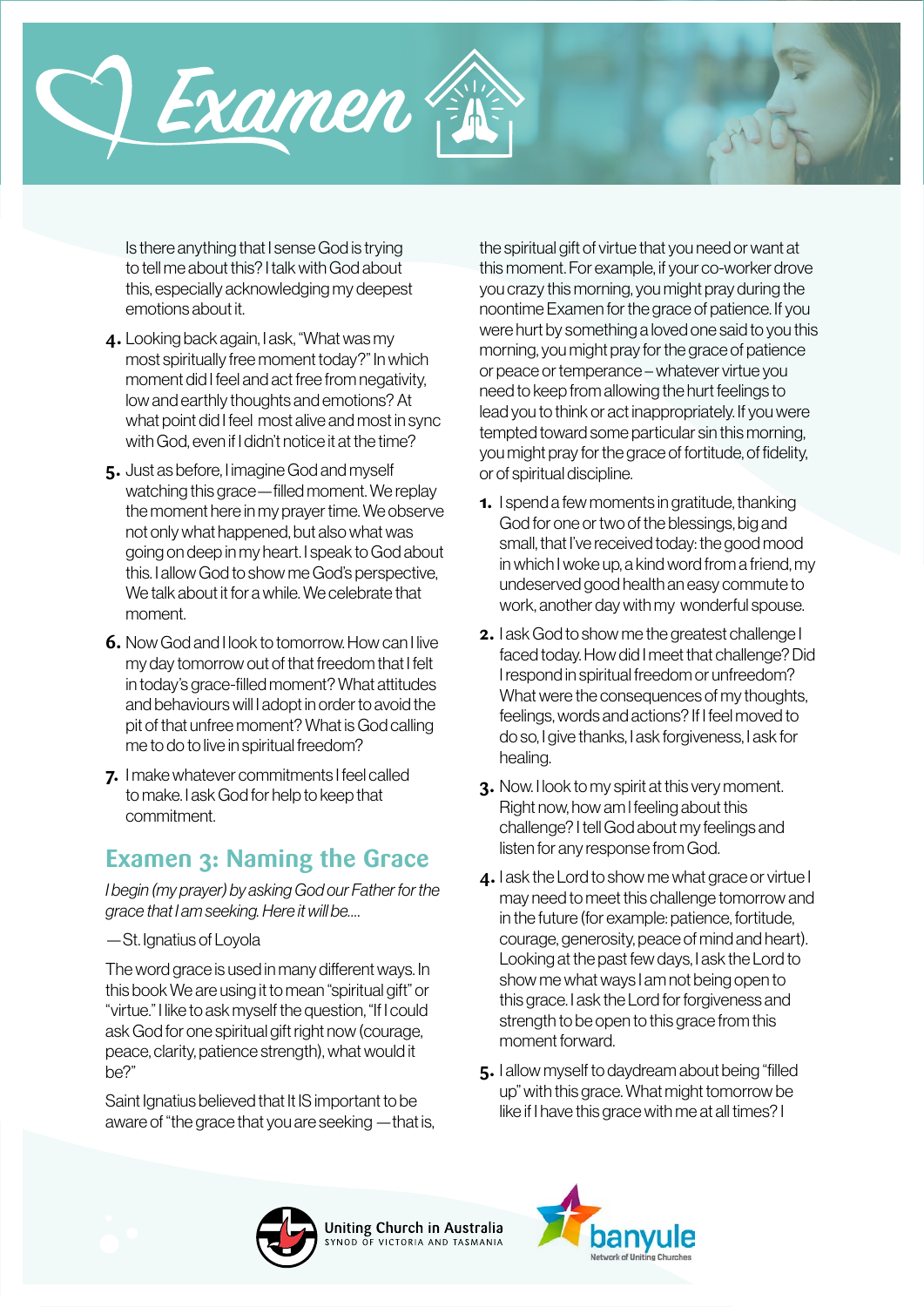Is there anything that I sense God is trying to tell me about this? I talk with God about this, especially acknowledging my deepest emotions about it.

4. Looking back again, I ask, "What was my most spiritually free moment today?" In which moment did I feel and act free from negativity, low and earthly thoughts and emotions? At what point did I feel most alive and most in sync with God, even if I didn't notice it at the time?

5. Just as before, I imagine God and myself watching this grace—filled moment. We replay the moment here in my prayer time. We observe not only what happened, but also what was going on deep in my heart. I speak to God about this. I allow God to show me God's perspective, We talk about it for a while. We celebrate that moment.

6. Now God and I look to tomorrow. How can I live my day tomorrow out of that freedom that I felt in today's grace-filled moment? What attitudes and behaviours will I adopt in order to avoid the pit of that unfree moment? What is God calling me to do to live in spiritual freedom?

7. I make whatever commitments I feel called to make. I ask God for help to keep that commitment.

## Examen 3: Naming the Grace

*I begin (my prayer) by asking God our Father for the grace that I am seeking. Here it will be....*

—St. Ignatius of Loyola

The word grace is used in many different ways. In this book We are using it to mean "spiritual gift" or "virtue." I like to ask myself the question, "If I could ask God for one spiritual gift right now (courage, peace, clarity, patience strength), what would it be?"

Saint Ignatius believed that It IS important to be aware of "the grace that you are seeking —that is, the spiritual gift of virtue that you need or want at this moment. For example, if your co-worker drove you crazy this morning, you might pray during the noontime Examen for the grace of patience. If you were hurt by something a loved one said to you this morning, you might pray for the grace of patience or peace or temperance – whatever virtue you need to keep from allowing the hurt feelings to lead you to think or act inappropriately. If you were tempted toward some particular sin this morning, you might pray for the grace of fortitude, of fidelity, or of spiritual discipline.

1. I spend a few moments in gratitude, thanking God for one or two of the blessings, big and small, that I've received today: the good mood in which I woke up, a kind word from a friend, my undeserved good health an easy commute to work, another day with my wonderful spouse.

2. I ask God to show me the greatest challenge I faced today. How did I meet that challenge? Did I respond in spiritual freedom or unfreedom? What were the consequences of my thoughts, feelings, words and actions? If I feel moved to do so, I give thanks, I ask forgiveness, I ask for healing.

3. Now. I look to my spirit at this very moment. Right now, how am I feeling about this challenge? I tell God about my feelings and listen for any response from God.

4. I ask the Lord to show me what grace or virtue I may need to meet this challenge tomorrow and in the future (for example: patience, fortitude, courage, generosity, peace of mind and heart). Looking at the past few days, I ask the Lord to show me what ways I am not being open to this grace. I ask the Lord for forgiveness and strength to be open to this grace from this moment forward.

5. I allow myself to daydream about being "filled up" with this grace. What might tomorrow be like if I have this grace with me at all times? I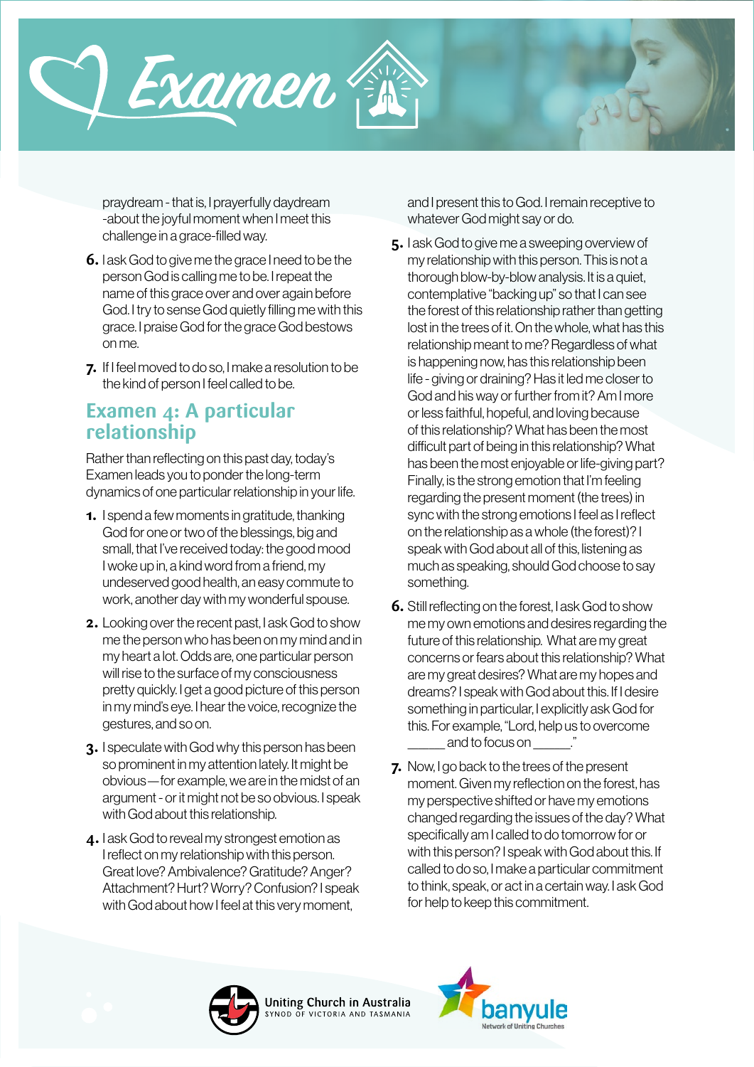praydream - that is, I prayerfully daydream -about the joyful moment when I meet this challenge in a grace-filled way.

6. I ask God to give me the grace I need to be the person God is calling me to be. I repeat the name of this grace over and over again before God. I try to sense God quietly filling me with this grace. I praise God for the grace God bestows on me.

7. If I feel moved to do so, I make a resolution to be the kind of person I feel called to be.

## Examen 4: A particular relationship

Rather than reflecting on this past day, today's Examen leads you to ponder the long-term dynamics of one particular relationship in your life.

1. I spend a few moments in gratitude, thanking God for one or two of the blessings, big and small, that I've received today: the good mood I woke up in, a kind word from a friend, my undeserved good health, an easy commute to work, another day with my wonderful spouse.

2. Looking over the recent past, I ask God to show me the person who has been on my mind and in my heart a lot. Odds are, one particular person will rise to the surface of my consciousness pretty quickly. I get a good picture of this person in my mind's eye. I hear the voice, recognize the gestures, and so on.

3. I speculate with God why this person has been so prominent in my attention lately. It might be obvious—for example, we are in the midst of an argument - or it might not be so obvious. I speak with God about this relationship.

4. I ask God to reveal my strongest emotion as I reflect on my relationship with this person. Great love? Ambivalence? Gratitude? Anger? Attachment? Hurt? Worry? Confusion? I speak with God about how I feel at this very moment, and I present this to God. I remain receptive to whatever God might say or do.

5. I ask God to give me a sweeping overview of my relationship with this person. This is not a thorough blow-by-blow analysis. It is a quiet, contemplative "backing up" so that I can see the forest of this relationship rather than getting lost in the trees of it. On the whole, what has this relationship meant to me? Regardless of what is happening now, has this relationship been life - giving or draining? Has it led me closer to God and his way or further from it? Am I more or less faithful, hopeful, and loving because of this relationship? What has been the most difficult part of being in this relationship? What has been the most enjoyable or life-giving part? Finally, is the strong emotion that I'm feeling regarding the present moment (the trees) in sync with the strong emotions I feel as I reflect on the relationship as a whole (the forest)? I speak with God about all of this, listening as much as speaking, should God choose to say something.

6. Still reflecting on the forest, I ask God to show me my own emotions and desires regarding the future of this relationship. What are my great concerns or fears about this relationship? What are my great desires? What are my hopes and dreams? I speak with God about this. If I desire something in particular, I explicitly ask God for this. For example, "Lord, help us to overcome ______ and to focus on ______."

7. Now, I go back to the trees of the present moment. Given my reflection on the forest, has my perspective shifted or have my emotions changed regarding the issues of the day? What specifically am I called to do tomorrow for or with this person? I speak with God about this. If called to do so, I make a particular commitment to think, speak, or act in a certain way. I ask God for help to keep this commitment.

Uniting Church in Australia
SYNOD OF VICTORIA AND TASMANIA

banyule
Network of Uniting Churches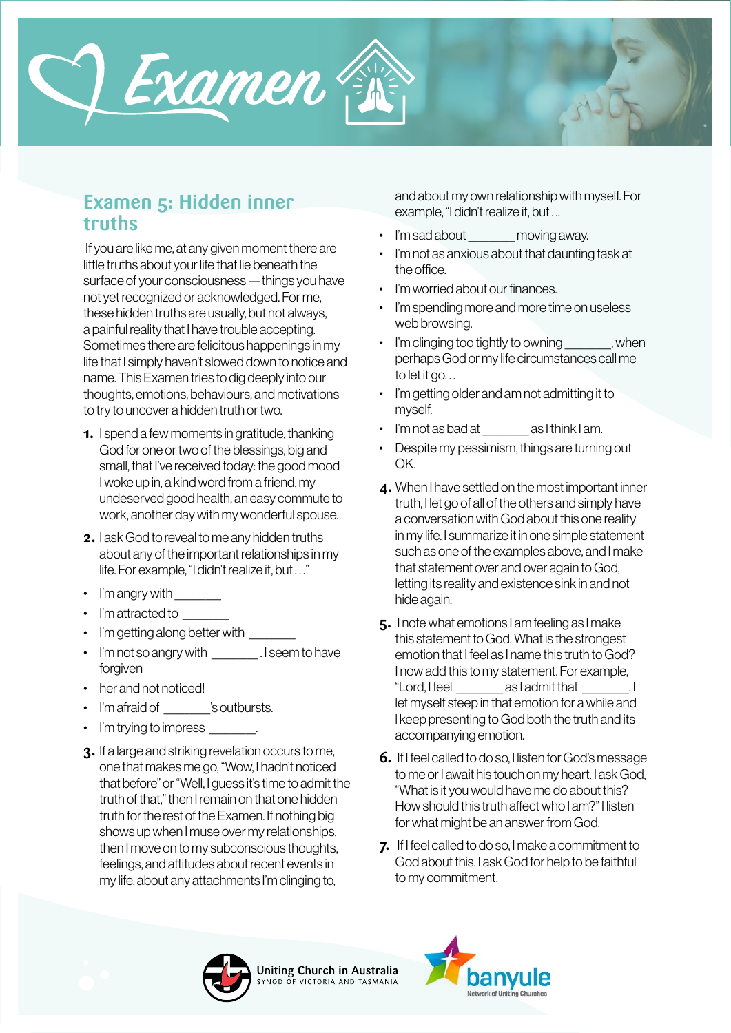# Examen

## Examen 5: Hidden inner truths

If you are like me, at any given moment there are little truths about your life that lie beneath the surface of your consciousness — things you have not yet recognized or acknowledged. For me, these hidden truths are usually, but not always, a painful reality that I have trouble accepting. Sometimes there are felicitous happenings in my life that I simply haven't slowed down to notice and name. This Examen tries to dig deeply into our thoughts, emotions, behaviours, and motivations to try to uncover a hidden truth or two.

1. I spend a few moments in gratitude, thanking God for one or two of the blessings, big and small, that I've received today: the good mood I woke up in, a kind word from a friend, my undeserved good health, an easy commute to work, another day with my wonderful spouse.
2. I ask God to reveal to me any hidden truths about any of the important relationships in my life. For example, "I didn't realize it, but…"
   - I'm angry with _______
   - I'm attracted to _______
   - I'm getting along better with _______
   - I'm not so angry with _______. I seem to have forgiven
   - her and not noticed!
   - I'm afraid of _______'s outbursts.
   - I'm trying to impress _______.
3. If a large and striking revelation occurs to me, one that makes me go, "Wow, I hadn't noticed that before" or "Well, I guess it's time to admit the truth of that," then I remain on that one hidden truth for the rest of the Examen. If nothing big shows up when I muse over my relationships, then I move on to my subconscious thoughts, feelings, and attitudes about recent events in my life, about any attachments I'm clinging to, and about my own relationship with myself. For example, "I didn't realize it, but…
   - I'm sad about _______ moving away.
   - I'm not as anxious about that daunting task at the office.
   - I'm worried about our finances.
   - I'm spending more and more time on useless web browsing.
   - I'm clinging too tightly to owning _______, when perhaps God or my life circumstances call me to let it go…
   - I'm getting older and am not admitting it to myself.
   - I'm not as bad at _______ as I think I am.
   - Despite my pessimism, things are turning out OK.
4. When I have settled on the most important inner truth, I let go of all of the others and simply have a conversation with God about this one reality in my life. I summarize it in one simple statement such as one of the examples above, and I make that statement over and over again to God, letting its reality and existence sink in and not hide again.
5. I note what emotions I am feeling as I make this statement to God. What is the strongest emotion that I feel as I name this truth to God? I now add this to my statement. For example, "Lord, I feel _______ as I admit that _______. I let myself steep in that emotion for a while and I keep presenting to God both the truth and its accompanying emotion.
6. If I feel called to do so, I listen for God's message to me or I await his touch on my heart. I ask God, "What is it you would have me do about this? How should this truth affect who I am?" I listen for what might be an answer from God.
7. If I feel called to do so, I make a commitment to God about this. I ask God for help to be faithful to my commitment.

Uniting Church in Australia
SYNOD OF VICTORIA AND TASMANIA

banyule
Network of Uniting Churches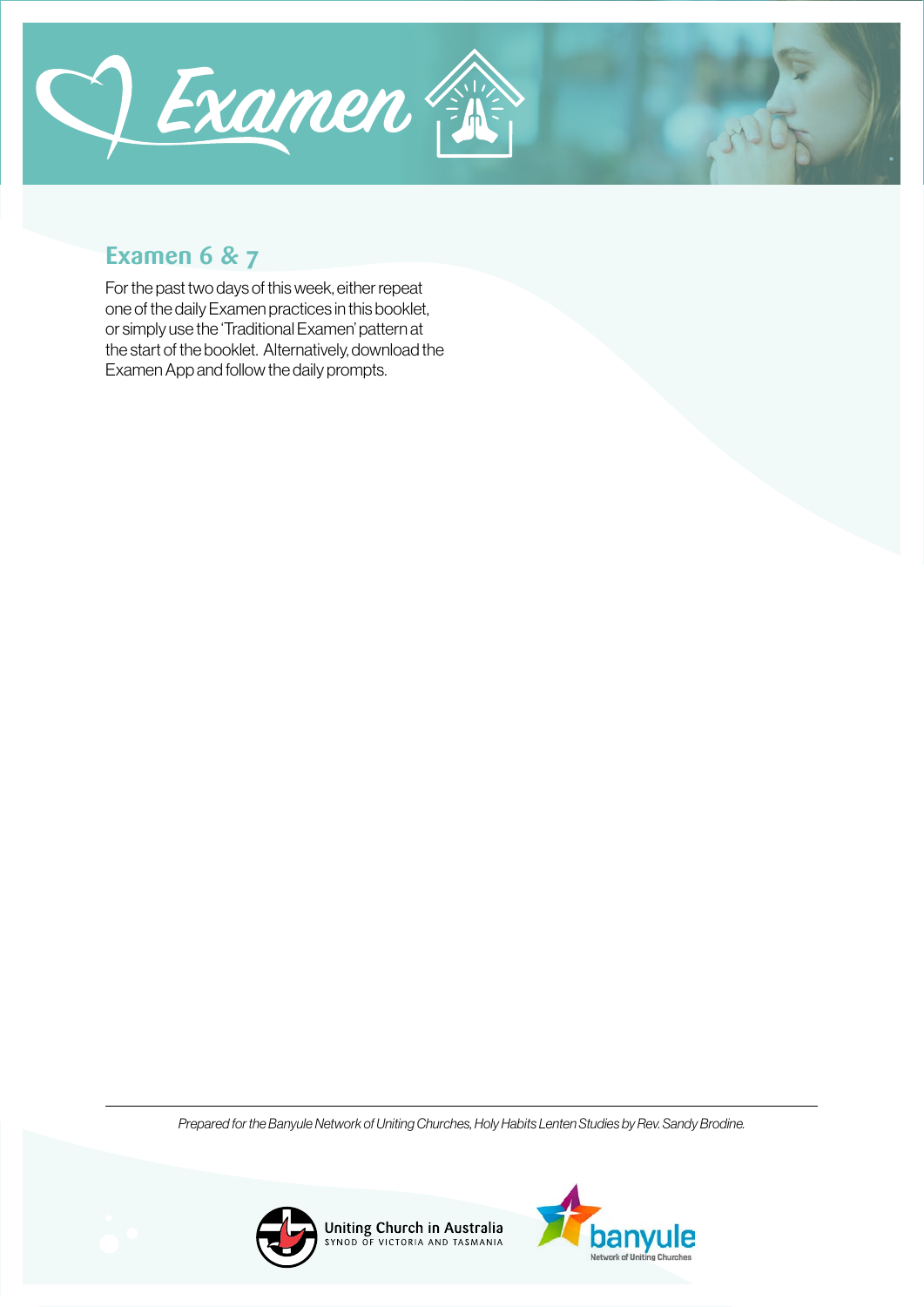## Examen 6 & 7

For the past two days of this week, either repeat one of the daily Examen practices in this booklet, or simply use the 'Traditional Examen' pattern at the start of the booklet. Alternatively, download the Examen App and follow the daily prompts.

---

*Prepared for the Banyule Network of Uniting Churches, Holy Habits Lenten Studies by Rev. Sandy Brodine.*

Uniting Church in Australia
SYNOD OF VICTORIA AND TASMANIA

banyule
Network of Uniting Churches